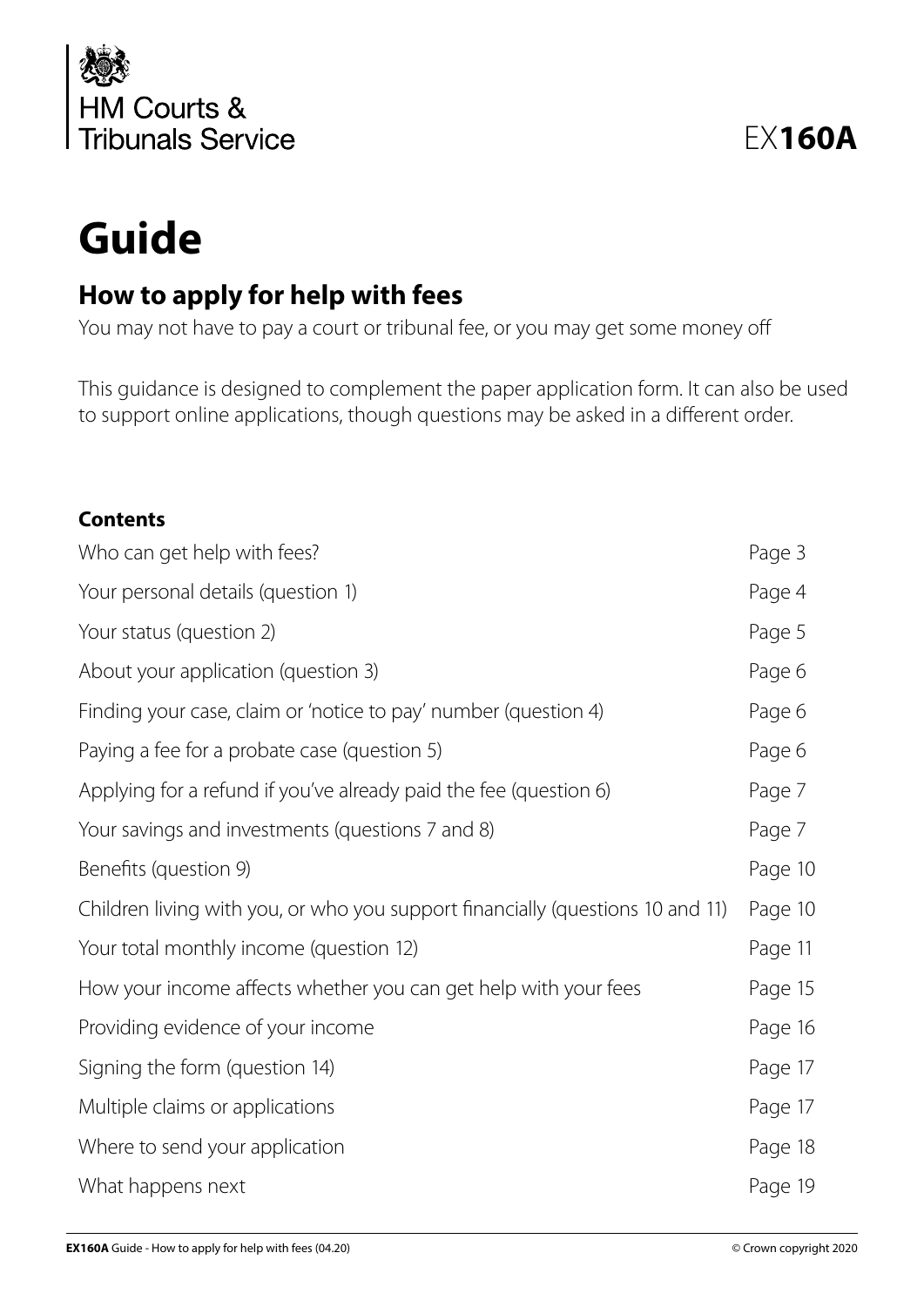HM Courts & Tribunals Service

EX**160A**

# Guide

## How to apply for help with fees

You may not have to pay a court or tribunal fee, or you may get some money off

This guidance is designed to complement the paper application form. It can also be used to support online applications, though questions may be asked in a different order.

**Contents**

| | |
|---|---|
| Who can get help with fees? | Page 3 |
| Your personal details (question 1) | Page 4 |
| Your status (question 2) | Page 5 |
| About your application (question 3) | Page 6 |
| Finding your case, claim or 'notice to pay' number (question 4) | Page 6 |
| Paying a fee for a probate case (question 5) | Page 6 |
| Applying for a refund if you've already paid the fee (question 6) | Page 7 |
| Your savings and investments (questions 7 and 8) | Page 7 |
| Benefits (question 9) | Page 10 |
| Children living with you, or who you support financially (questions 10 and 11) | Page 10 |
| Your total monthly income (question 12) | Page 11 |
| How your income affects whether you can get help with your fees | Page 15 |
| Providing evidence of your income | Page 16 |
| Signing the form (question 14) | Page 17 |
| Multiple claims or applications | Page 17 |
| Where to send your application | Page 18 |
| What happens next | Page 19 |

**EX160A** Guide - How to apply for help with fees (04.20) © Crown copyright 2020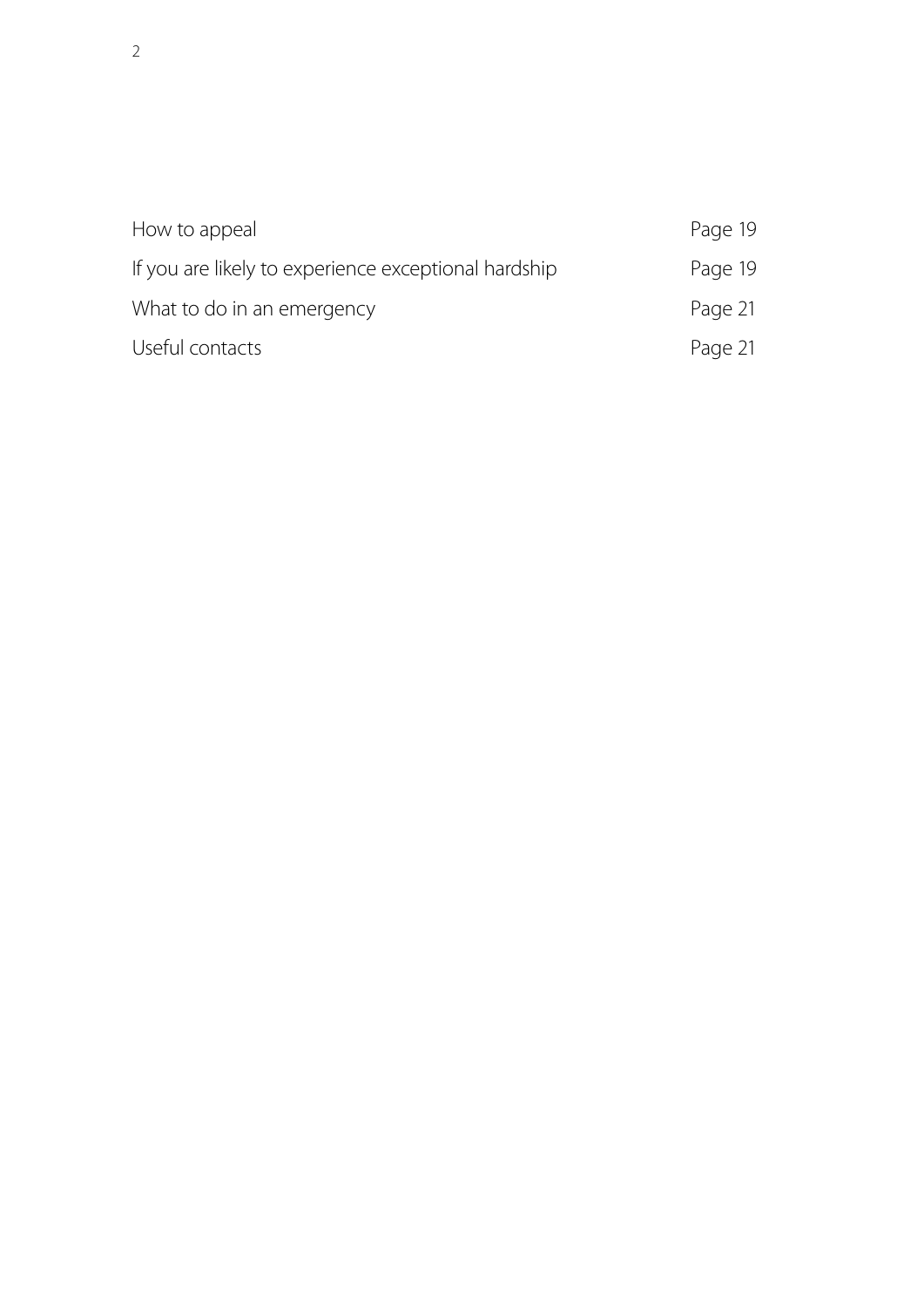| | |
|---|---|
| How to appeal | Page 19 |
| If you are likely to experience exceptional hardship | Page 19 |
| What to do in an emergency | Page 21 |
| Useful contacts | Page 21 |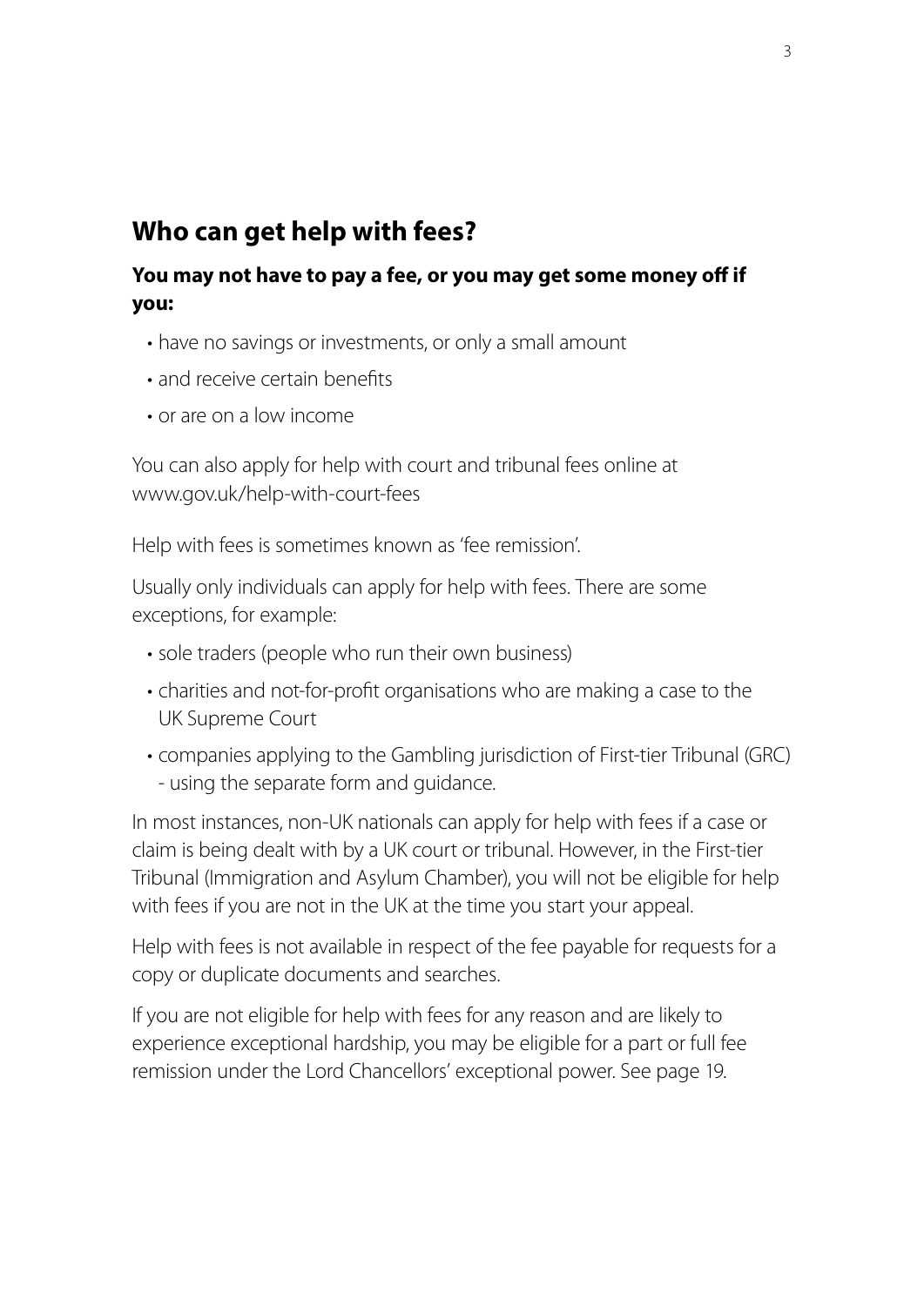## Who can get help with fees?

**You may not have to pay a fee, or you may get some money off if you:**

- have no savings or investments, or only a small amount
- and receive certain benefits
- or are on a low income

You can also apply for help with court and tribunal fees online at www.gov.uk/help-with-court-fees

Help with fees is sometimes known as 'fee remission'.

Usually only individuals can apply for help with fees. There are some exceptions, for example:

- sole traders (people who run their own business)
- charities and not-for-profit organisations who are making a case to the UK Supreme Court
- companies applying to the Gambling jurisdiction of First-tier Tribunal (GRC) - using the separate form and guidance.

In most instances, non-UK nationals can apply for help with fees if a case or claim is being dealt with by a UK court or tribunal. However, in the First-tier Tribunal (Immigration and Asylum Chamber), you will not be eligible for help with fees if you are not in the UK at the time you start your appeal.

Help with fees is not available in respect of the fee payable for requests for a copy or duplicate documents and searches.

If you are not eligible for help with fees for any reason and are likely to experience exceptional hardship, you may be eligible for a part or full fee remission under the Lord Chancellors' exceptional power. See page 19.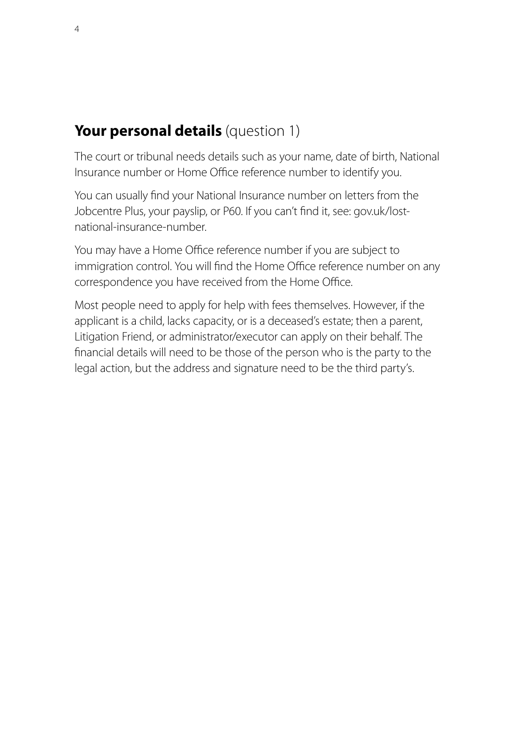## **Your personal details** (question 1)

The court or tribunal needs details such as your name, date of birth, National Insurance number or Home Office reference number to identify you.

You can usually find your National Insurance number on letters from the Jobcentre Plus, your payslip, or P60. If you can't find it, see: gov.uk/lost-national-insurance-number.

You may have a Home Office reference number if you are subject to immigration control. You will find the Home Office reference number on any correspondence you have received from the Home Office.

Most people need to apply for help with fees themselves. However, if the applicant is a child, lacks capacity, or is a deceased's estate; then a parent, Litigation Friend, or administrator/executor can apply on their behalf. The financial details will need to be those of the person who is the party to the legal action, but the address and signature need to be the third party's.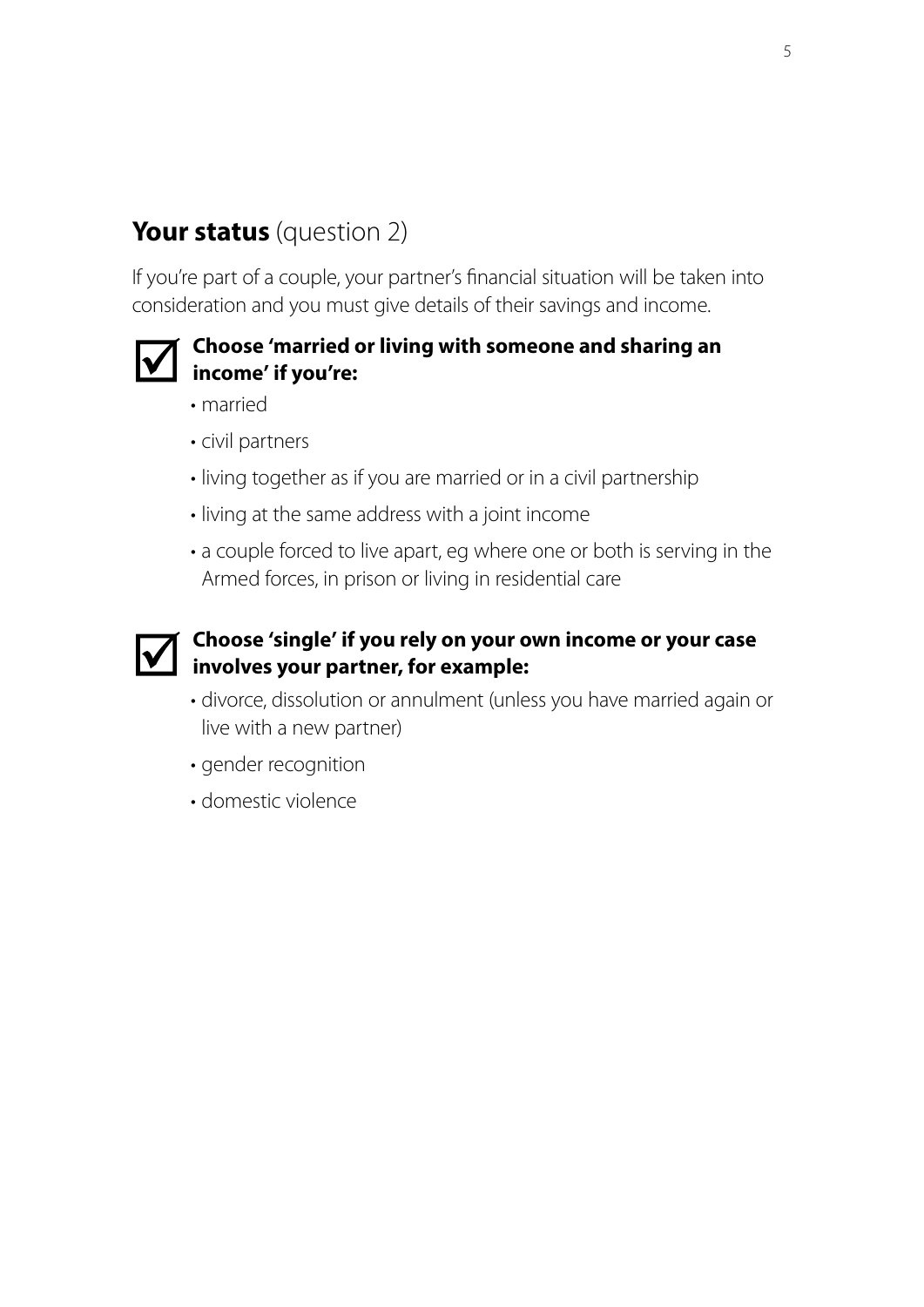## **Your status** (question 2)

If you're part of a couple, your partner's financial situation will be taken into consideration and you must give details of their savings and income.

**Choose 'married or living with someone and sharing an income' if you're:**

- married
- civil partners
- living together as if you are married or in a civil partnership
- living at the same address with a joint income
- a couple forced to live apart, eg where one or both is serving in the Armed forces, in prison or living in residential care

**Choose 'single' if you rely on your own income or your case involves your partner, for example:**

- divorce, dissolution or annulment (unless you have married again or live with a new partner)
- gender recognition
- domestic violence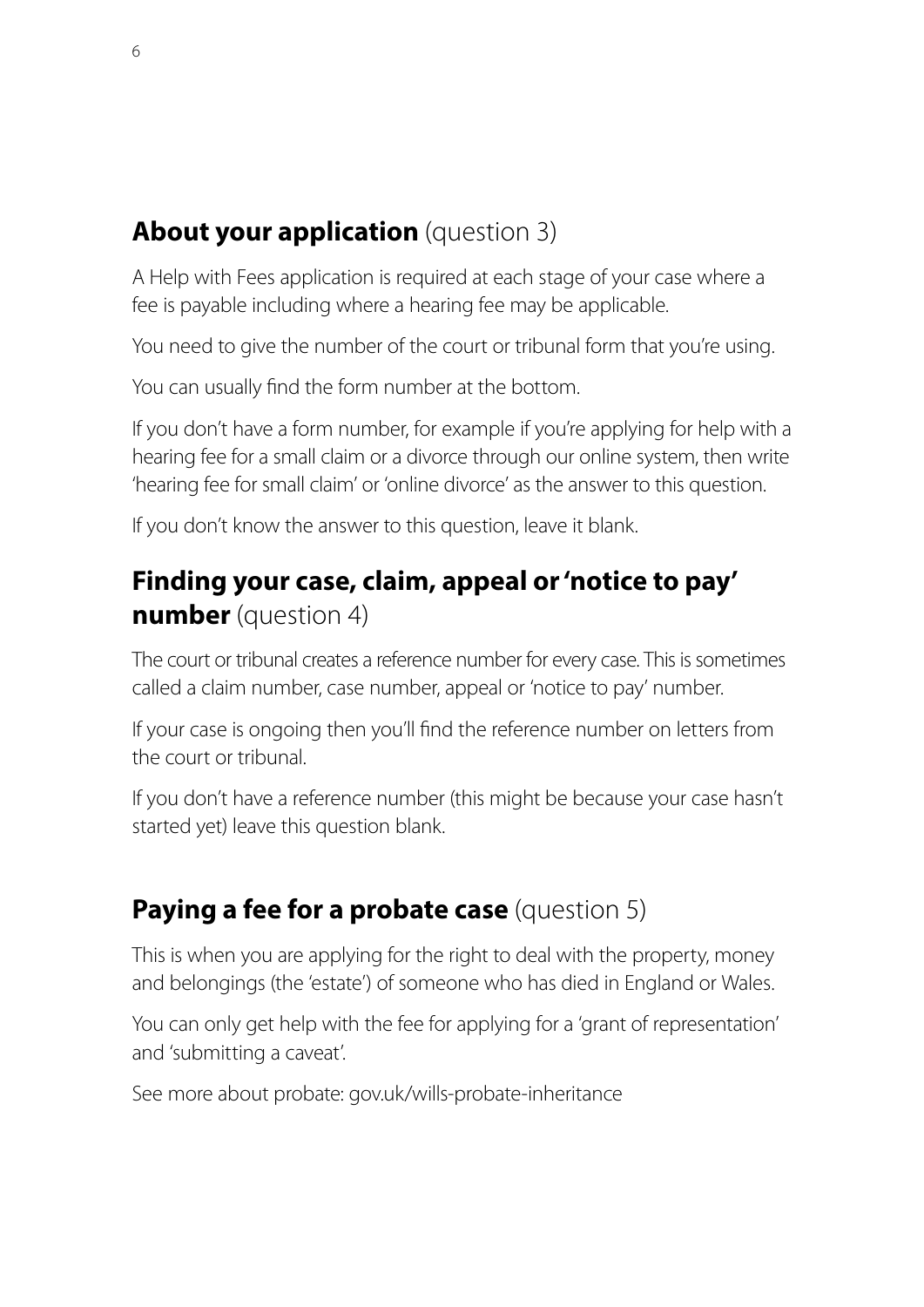## **About your application** (question 3)

A Help with Fees application is required at each stage of your case where a fee is payable including where a hearing fee may be applicable.

You need to give the number of the court or tribunal form that you're using.

You can usually find the form number at the bottom.

If you don't have a form number, for example if you're applying for help with a hearing fee for a small claim or a divorce through our online system, then write 'hearing fee for small claim' or 'online divorce' as the answer to this question.

If you don't know the answer to this question, leave it blank.

## **Finding your case, claim, appeal or 'notice to pay' number** (question 4)

The court or tribunal creates a reference number for every case. This is sometimes called a claim number, case number, appeal or 'notice to pay' number.

If your case is ongoing then you'll find the reference number on letters from the court or tribunal.

If you don't have a reference number (this might be because your case hasn't started yet) leave this question blank.

## **Paying a fee for a probate case** (question 5)

This is when you are applying for the right to deal with the property, money and belongings (the 'estate') of someone who has died in England or Wales.

You can only get help with the fee for applying for a 'grant of representation' and 'submitting a caveat'.

See more about probate: gov.uk/wills-probate-inheritance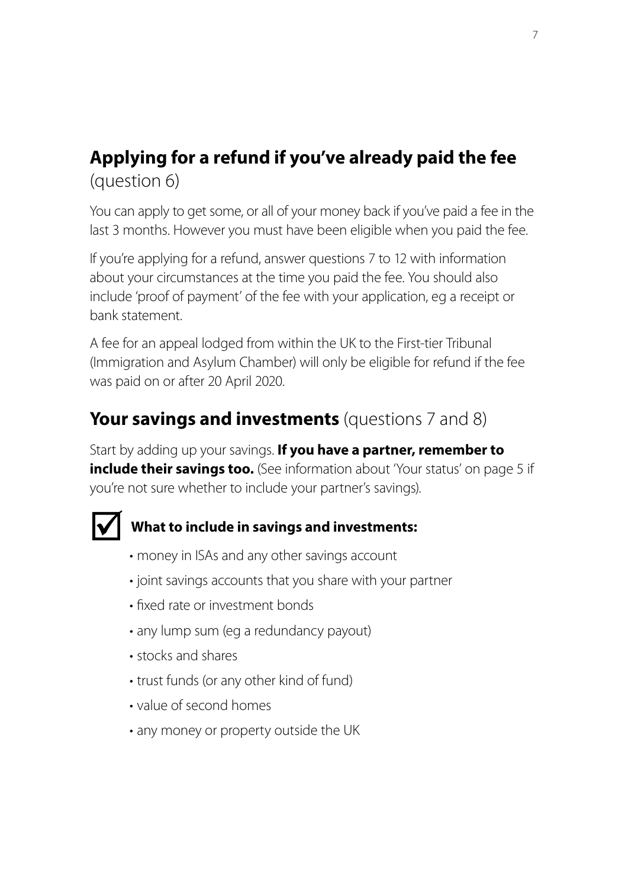## **Applying for a refund if you've already paid the fee** (question 6)

You can apply to get some, or all of your money back if you've paid a fee in the last 3 months. However you must have been eligible when you paid the fee.

If you're applying for a refund, answer questions 7 to 12 with information about your circumstances at the time you paid the fee. You should also include 'proof of payment' of the fee with your application, eg a receipt or bank statement.

A fee for an appeal lodged from within the UK to the First-tier Tribunal (Immigration and Asylum Chamber) will only be eligible for refund if the fee was paid on or after 20 April 2020.

## **Your savings and investments** (questions 7 and 8)

Start by adding up your savings. **If you have a partner, remember to include their savings too.** (See information about 'Your status' on page 5 if you're not sure whether to include your partner's savings).

☑ **What to include in savings and investments:**

- money in ISAs and any other savings account
- joint savings accounts that you share with your partner
- fixed rate or investment bonds
- any lump sum (eg a redundancy payout)
- stocks and shares
- trust funds (or any other kind of fund)
- value of second homes
- any money or property outside the UK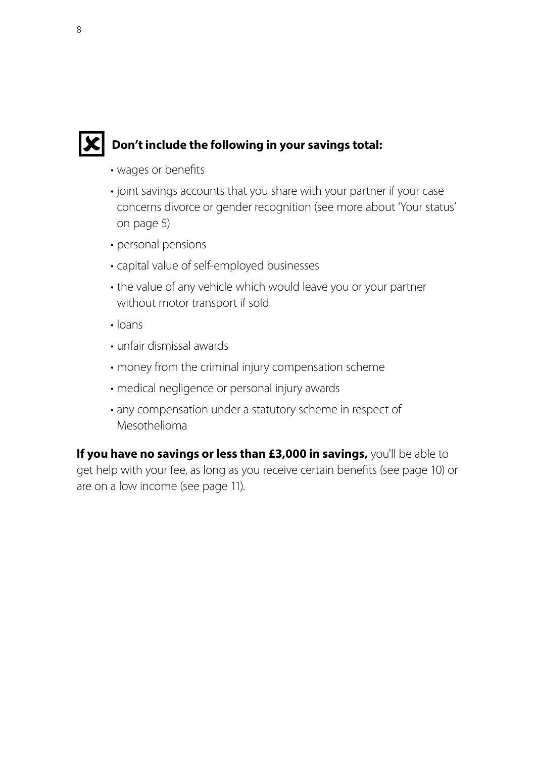**Don't include the following in your savings total:**

- wages or benefits
- joint savings accounts that you share with your partner if your case concerns divorce or gender recognition (see more about 'Your status' on page 5)
- personal pensions
- capital value of self-employed businesses
- the value of any vehicle which would leave you or your partner without motor transport if sold
- loans
- unfair dismissal awards
- money from the criminal injury compensation scheme
- medical negligence or personal injury awards
- any compensation under a statutory scheme in respect of Mesothelioma

**If you have no savings or less than £3,000 in savings,** you'll be able to get help with your fee, as long as you receive certain benefits (see page 10) or are on a low income (see page 11).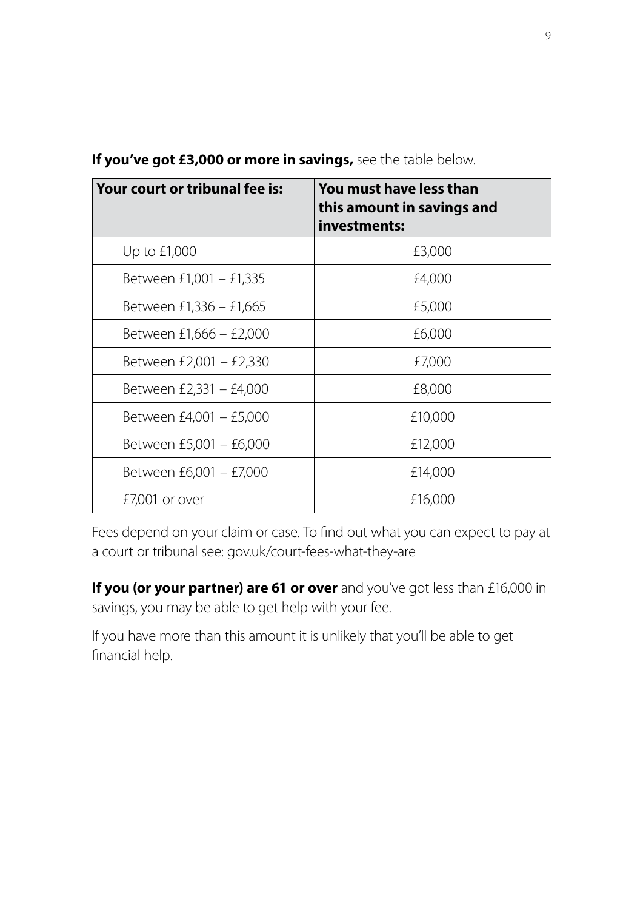**If you've got £3,000 or more in savings,** see the table below.

| Your court or tribunal fee is: | You must have less than this amount in savings and investments: |
|---|---|
| Up to £1,000 | £3,000 |
| Between £1,001 – £1,335 | £4,000 |
| Between £1,336 – £1,665 | £5,000 |
| Between £1,666 – £2,000 | £6,000 |
| Between £2,001 – £2,330 | £7,000 |
| Between £2,331 – £4,000 | £8,000 |
| Between £4,001 – £5,000 | £10,000 |
| Between £5,001 – £6,000 | £12,000 |
| Between £6,001 – £7,000 | £14,000 |
| £7,001 or over | £16,000 |

Fees depend on your claim or case. To find out what you can expect to pay at a court or tribunal see: gov.uk/court-fees-what-they-are

**If you (or your partner) are 61 or over** and you've got less than £16,000 in savings, you may be able to get help with your fee.

If you have more than this amount it is unlikely that you'll be able to get financial help.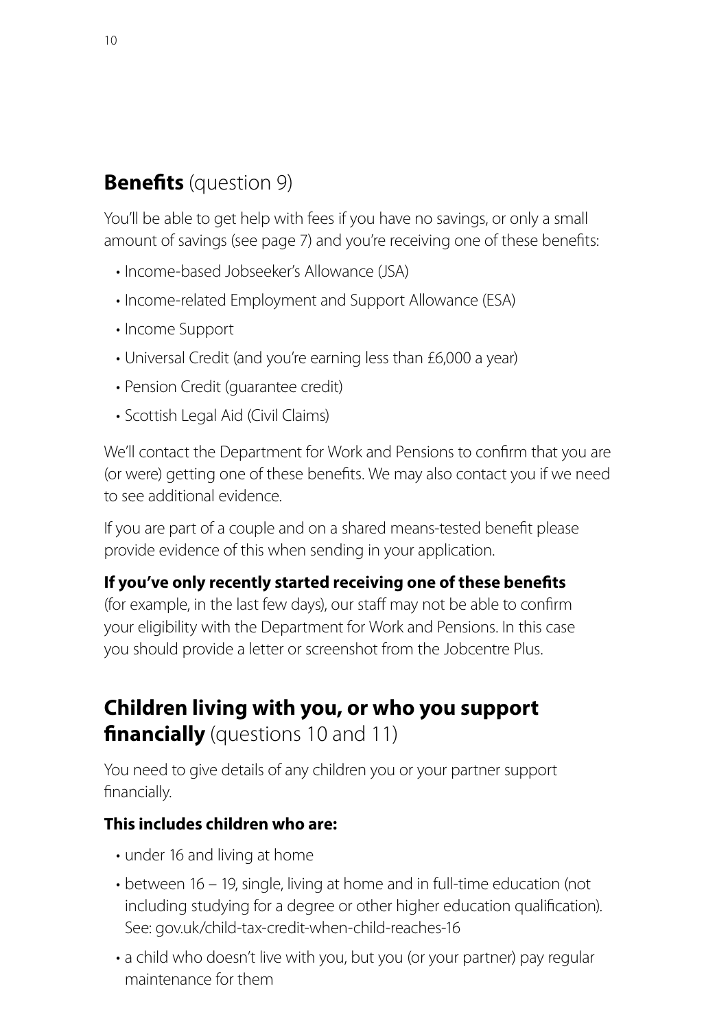## **Benefits** (question 9)

You'll be able to get help with fees if you have no savings, or only a small amount of savings (see page 7) and you're receiving one of these benefits:

- Income-based Jobseeker's Allowance (JSA)
- Income-related Employment and Support Allowance (ESA)
- Income Support
- Universal Credit (and you're earning less than £6,000 a year)
- Pension Credit (guarantee credit)
- Scottish Legal Aid (Civil Claims)

We'll contact the Department for Work and Pensions to confirm that you are (or were) getting one of these benefits. We may also contact you if we need to see additional evidence.

If you are part of a couple and on a shared means-tested benefit please provide evidence of this when sending in your application.

**If you've only recently started receiving one of these benefits** (for example, in the last few days), our staff may not be able to confirm your eligibility with the Department for Work and Pensions. In this case you should provide a letter or screenshot from the Jobcentre Plus.

## **Children living with you, or who you support financially** (questions 10 and 11)

You need to give details of any children you or your partner support financially.

**This includes children who are:**

- under 16 and living at home
- between 16 – 19, single, living at home and in full-time education (not including studying for a degree or other higher education qualification). See: gov.uk/child-tax-credit-when-child-reaches-16
- a child who doesn't live with you, but you (or your partner) pay regular maintenance for them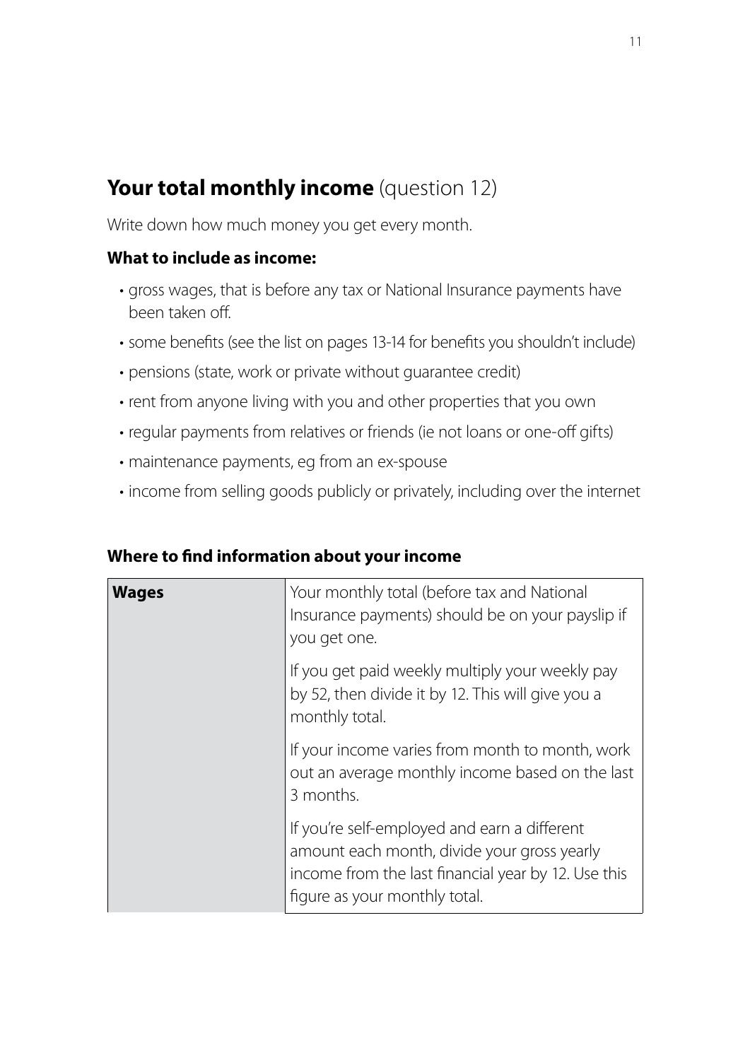## **Your total monthly income** (question 12)

Write down how much money you get every month.

### What to include as income:

- gross wages, that is before any tax or National Insurance payments have been taken off.
- some benefits (see the list on pages 13-14 for benefits you shouldn't include)
- pensions (state, work or private without guarantee credit)
- rent from anyone living with you and other properties that you own
- regular payments from relatives or friends (ie not loans or one-off gifts)
- maintenance payments, eg from an ex-spouse
- income from selling goods publicly or privately, including over the internet

### Where to find information about your income

| | |
|---|---|
| **Wages** | Your monthly total (before tax and National Insurance payments) should be on your payslip if you get one.<br><br>If you get paid weekly multiply your weekly pay by 52, then divide it by 12. This will give you a monthly total.<br><br>If your income varies from month to month, work out an average monthly income based on the last 3 months.<br><br>If you're self-employed and earn a different amount each month, divide your gross yearly income from the last financial year by 12. Use this figure as your monthly total. |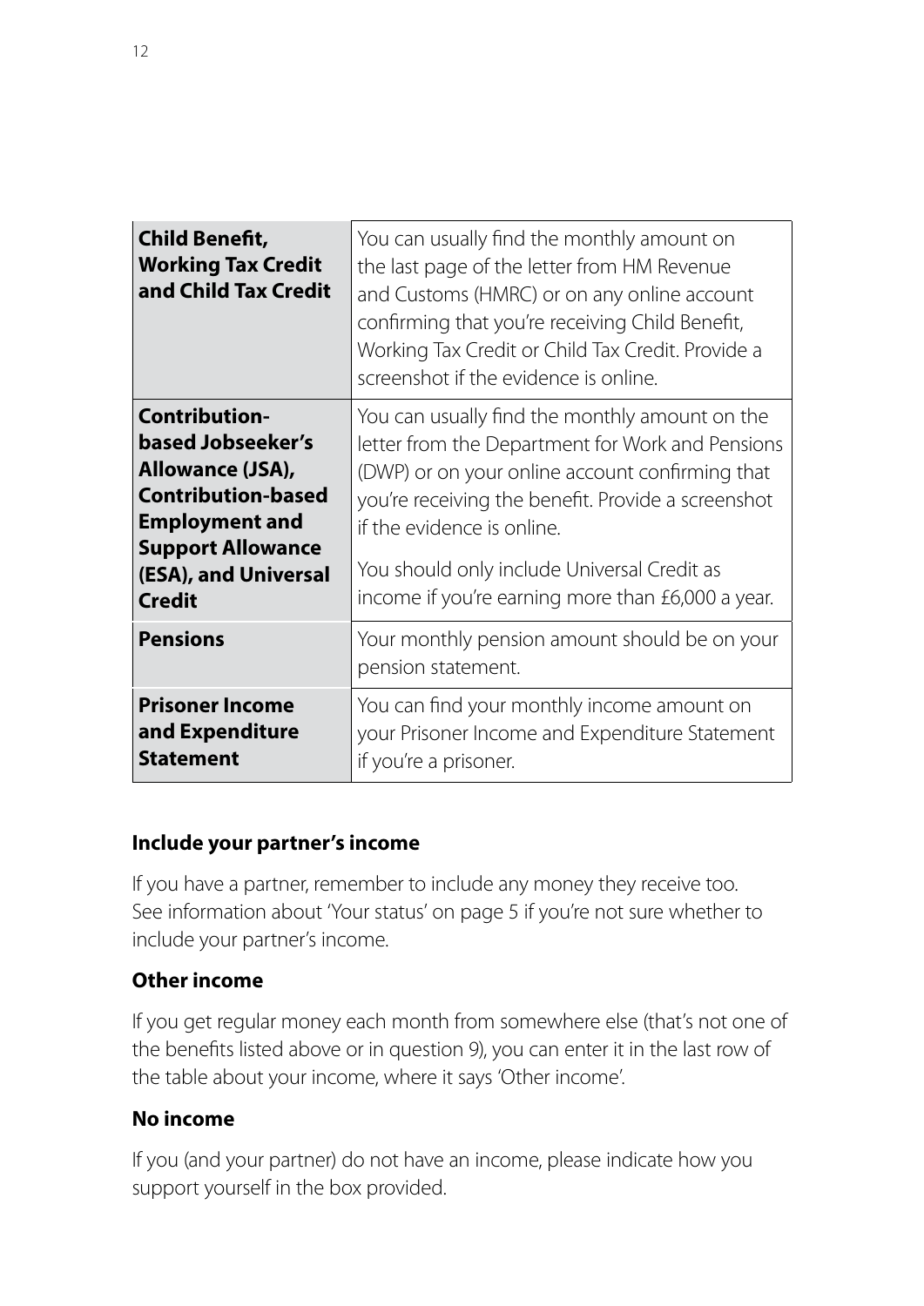| | |
|---|---|
| **Child Benefit, Working Tax Credit and Child Tax Credit** | You can usually find the monthly amount on the last page of the letter from HM Revenue and Customs (HMRC) or on any online account confirming that you're receiving Child Benefit, Working Tax Credit or Child Tax Credit. Provide a screenshot if the evidence is online. |
| **Contribution-based Jobseeker's Allowance (JSA), Contribution-based Employment and Support Allowance (ESA), and Universal Credit** | You can usually find the monthly amount on the letter from the Department for Work and Pensions (DWP) or on your online account confirming that you're receiving the benefit. Provide a screenshot if the evidence is online.<br><br>You should only include Universal Credit as income if you're earning more than £6,000 a year. |
| **Pensions** | Your monthly pension amount should be on your pension statement. |
| **Prisoner Income and Expenditure Statement** | You can find your monthly income amount on your Prisoner Income and Expenditure Statement if you're a prisoner. |

### Include your partner's income

If you have a partner, remember to include any money they receive too. See information about 'Your status' on page 5 if you're not sure whether to include your partner's income.

### Other income

If you get regular money each month from somewhere else (that's not one of the benefits listed above or in question 9), you can enter it in the last row of the table about your income, where it says 'Other income'.

### No income

If you (and your partner) do not have an income, please indicate how you support yourself in the box provided.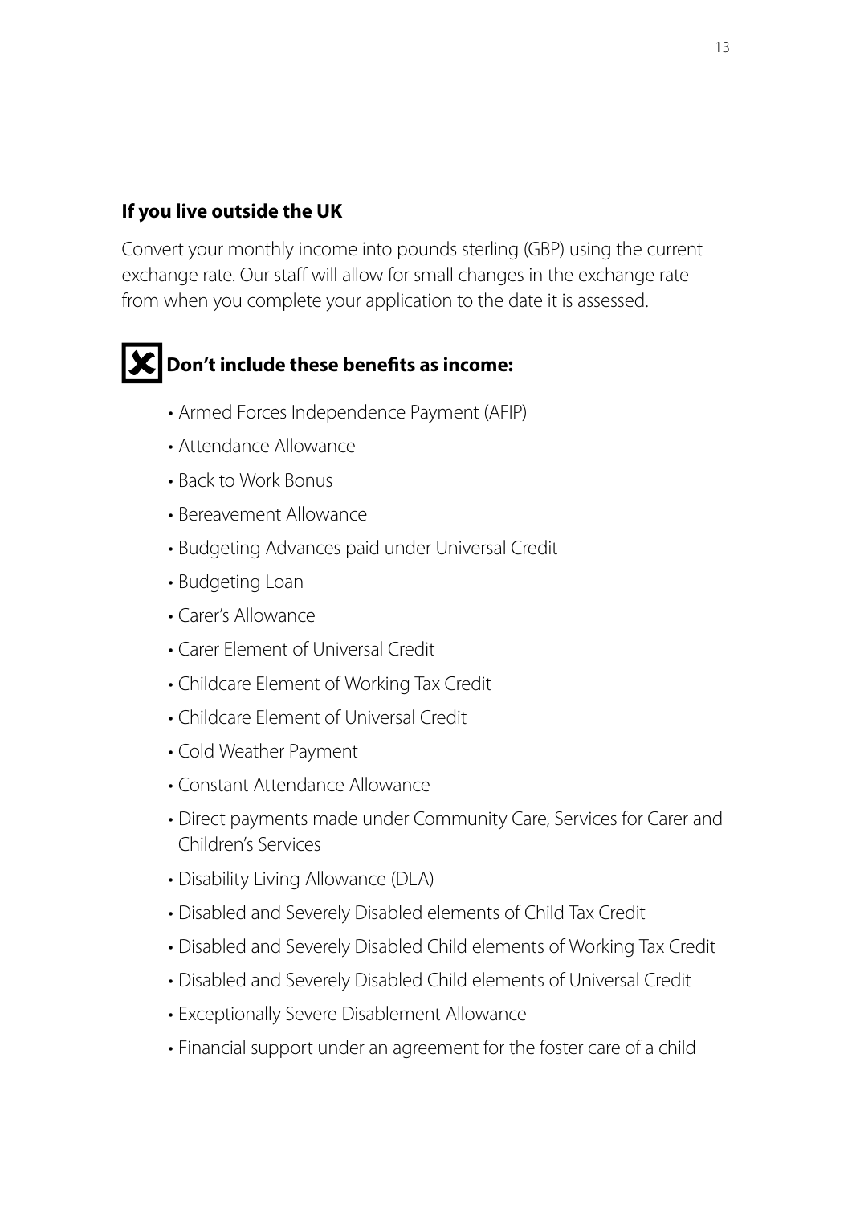### If you live outside the UK

Convert your monthly income into pounds sterling (GBP) using the current exchange rate. Our staff will allow for small changes in the exchange rate from when you complete your application to the date it is assessed.

### Don't include these benefits as income:

- Armed Forces Independence Payment (AFIP)
- Attendance Allowance
- Back to Work Bonus
- Bereavement Allowance
- Budgeting Advances paid under Universal Credit
- Budgeting Loan
- Carer's Allowance
- Carer Element of Universal Credit
- Childcare Element of Working Tax Credit
- Childcare Element of Universal Credit
- Cold Weather Payment
- Constant Attendance Allowance
- Direct payments made under Community Care, Services for Carer and Children's Services
- Disability Living Allowance (DLA)
- Disabled and Severely Disabled elements of Child Tax Credit
- Disabled and Severely Disabled Child elements of Working Tax Credit
- Disabled and Severely Disabled Child elements of Universal Credit
- Exceptionally Severe Disablement Allowance
- Financial support under an agreement for the foster care of a child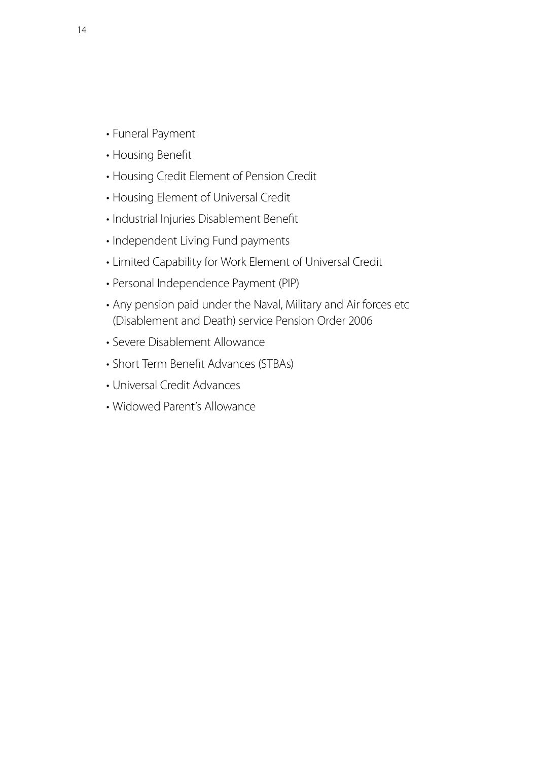- Funeral Payment
- Housing Benefit
- Housing Credit Element of Pension Credit
- Housing Element of Universal Credit
- Industrial Injuries Disablement Benefit
- Independent Living Fund payments
- Limited Capability for Work Element of Universal Credit
- Personal Independence Payment (PIP)
- Any pension paid under the Naval, Military and Air forces etc (Disablement and Death) service Pension Order 2006
- Severe Disablement Allowance
- Short Term Benefit Advances (STBAs)
- Universal Credit Advances
- Widowed Parent's Allowance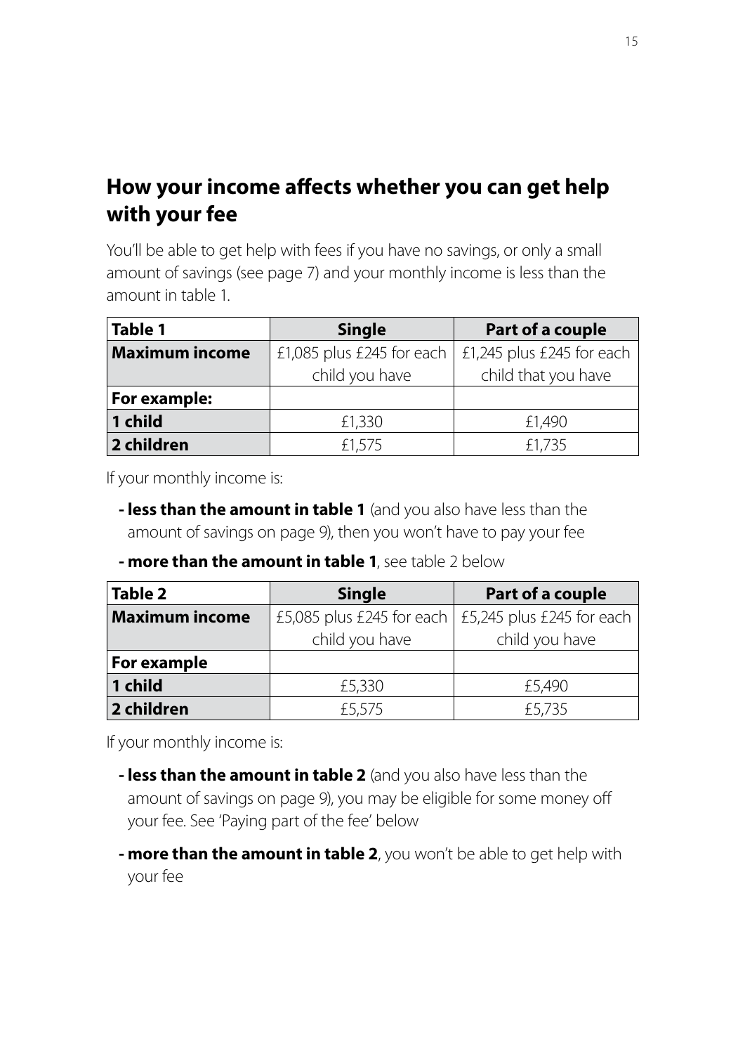## How your income affects whether you can get help with your fee

You'll be able to get help with fees if you have no savings, or only a small amount of savings (see page 7) and your monthly income is less than the amount in table 1.

| Table 1 | Single | Part of a couple |
|---|---|---|
| **Maximum income** | £1,085 plus £245 for each child you have | £1,245 plus £245 for each child that you have |
| **For example:** | | |
| **1 child** | £1,330 | £1,490 |
| **2 children** | £1,575 | £1,735 |

If your monthly income is:

- **less than the amount in table 1** (and you also have less than the amount of savings on page 9), then you won't have to pay your fee
- **more than the amount in table 1**, see table 2 below

| Table 2 | Single | Part of a couple |
|---|---|---|
| **Maximum income** | £5,085 plus £245 for each child you have | £5,245 plus £245 for each child you have |
| **For example** | | |
| **1 child** | £5,330 | £5,490 |
| **2 children** | £5,575 | £5,735 |

If your monthly income is:

- **less than the amount in table 2** (and you also have less than the amount of savings on page 9), you may be eligible for some money off your fee. See 'Paying part of the fee' below
- **more than the amount in table 2**, you won't be able to get help with your fee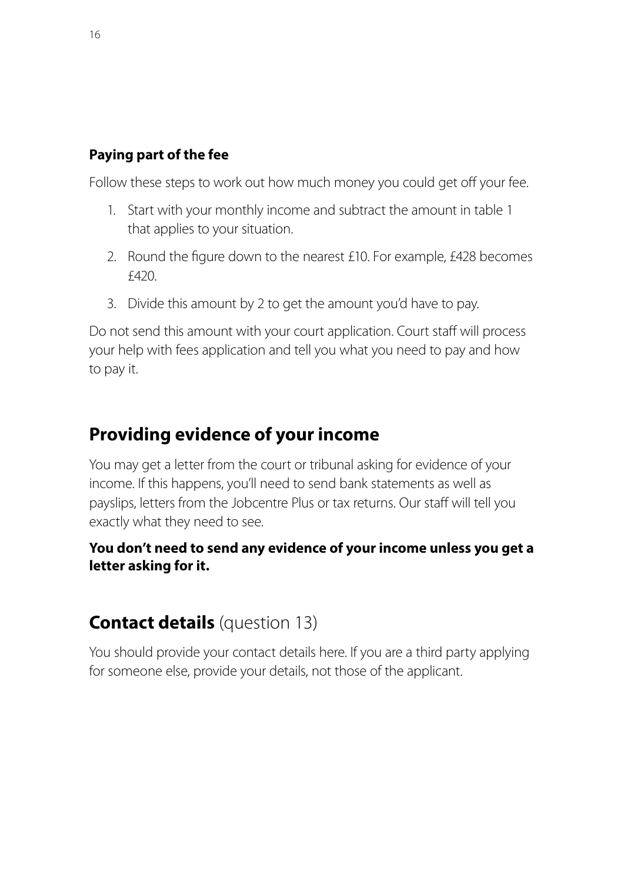**Paying part of the fee**

Follow these steps to work out how much money you could get off your fee.

1. Start with your monthly income and subtract the amount in table 1 that applies to your situation.
2. Round the figure down to the nearest £10. For example, £428 becomes £420.
3. Divide this amount by 2 to get the amount you'd have to pay.

Do not send this amount with your court application. Court staff will process your help with fees application and tell you what you need to pay and how to pay it.

## Providing evidence of your income

You may get a letter from the court or tribunal asking for evidence of your income. If this happens, you'll need to send bank statements as well as payslips, letters from the Jobcentre Plus or tax returns. Our staff will tell you exactly what they need to see.

**You don't need to send any evidence of your income unless you get a letter asking for it.**

## **Contact details** (question 13)

You should provide your contact details here. If you are a third party applying for someone else, provide your details, not those of the applicant.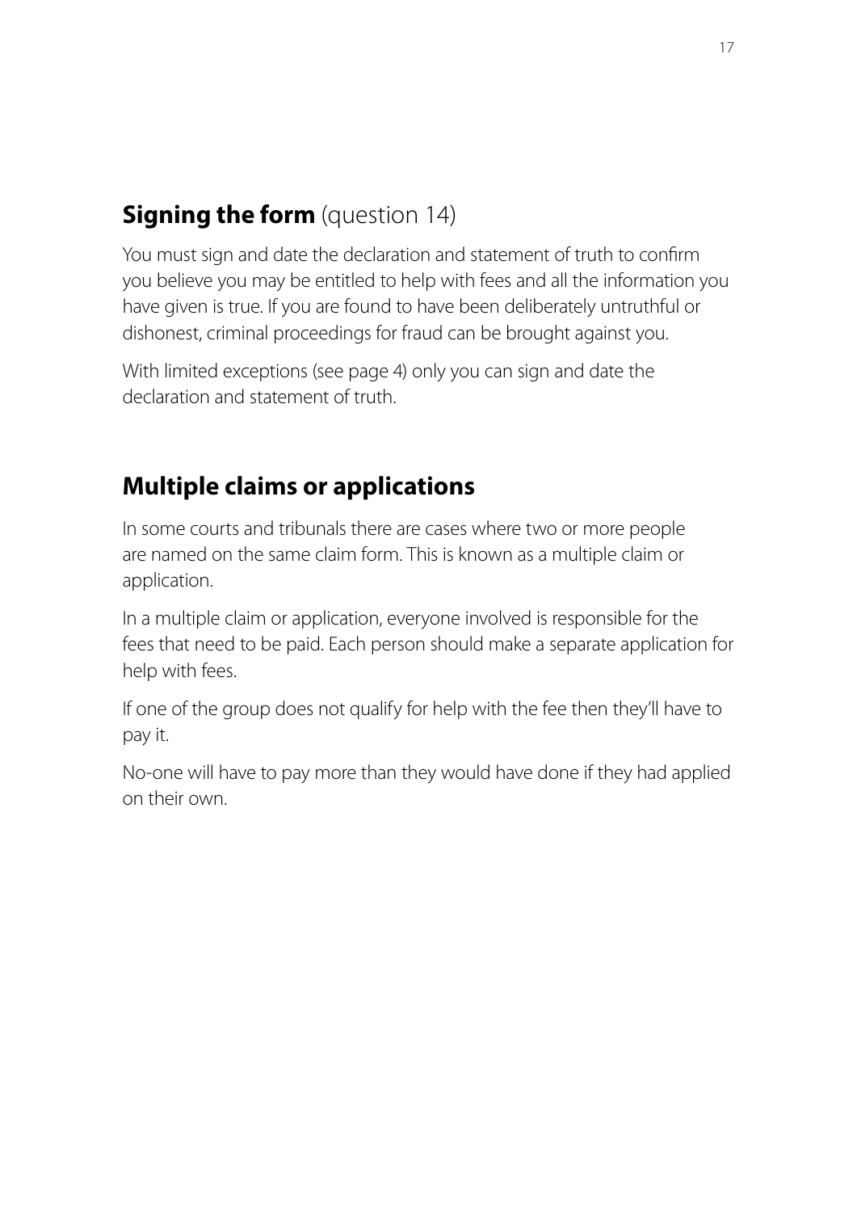## **Signing the form** (question 14)

You must sign and date the declaration and statement of truth to confirm you believe you may be entitled to help with fees and all the information you have given is true. If you are found to have been deliberately untruthful or dishonest, criminal proceedings for fraud can be brought against you.

With limited exceptions (see page 4) only you can sign and date the declaration and statement of truth.

## **Multiple claims or applications**

In some courts and tribunals there are cases where two or more people are named on the same claim form. This is known as a multiple claim or application.

In a multiple claim or application, everyone involved is responsible for the fees that need to be paid. Each person should make a separate application for help with fees.

If one of the group does not qualify for help with the fee then they'll have to pay it.

No-one will have to pay more than they would have done if they had applied on their own.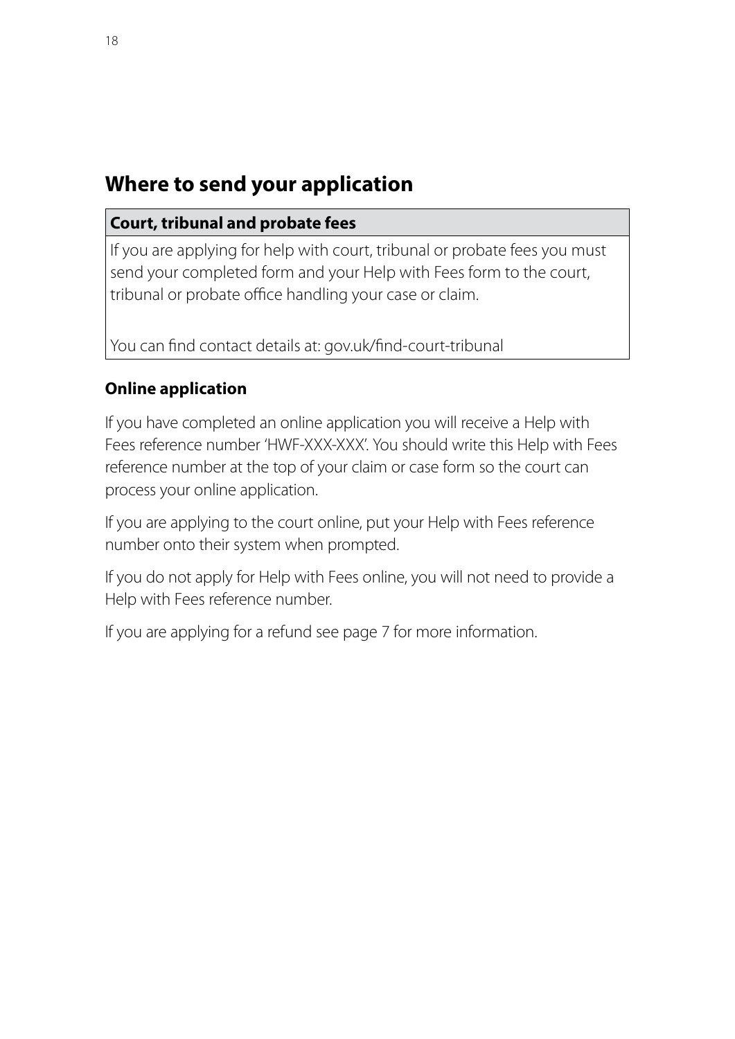## Where to send your application

| Court, tribunal and probate fees |
| --- |
| If you are applying for help with court, tribunal or probate fees you must send your completed form and your Help with Fees form to the court, tribunal or probate office handling your case or claim.<br><br>You can find contact details at: gov.uk/find-court-tribunal |

### Online application

If you have completed an online application you will receive a Help with Fees reference number 'HWF-XXX-XXX'. You should write this Help with Fees reference number at the top of your claim or case form so the court can process your online application.

If you are applying to the court online, put your Help with Fees reference number onto their system when prompted.

If you do not apply for Help with Fees online, you will not need to provide a Help with Fees reference number.

If you are applying for a refund see page 7 for more information.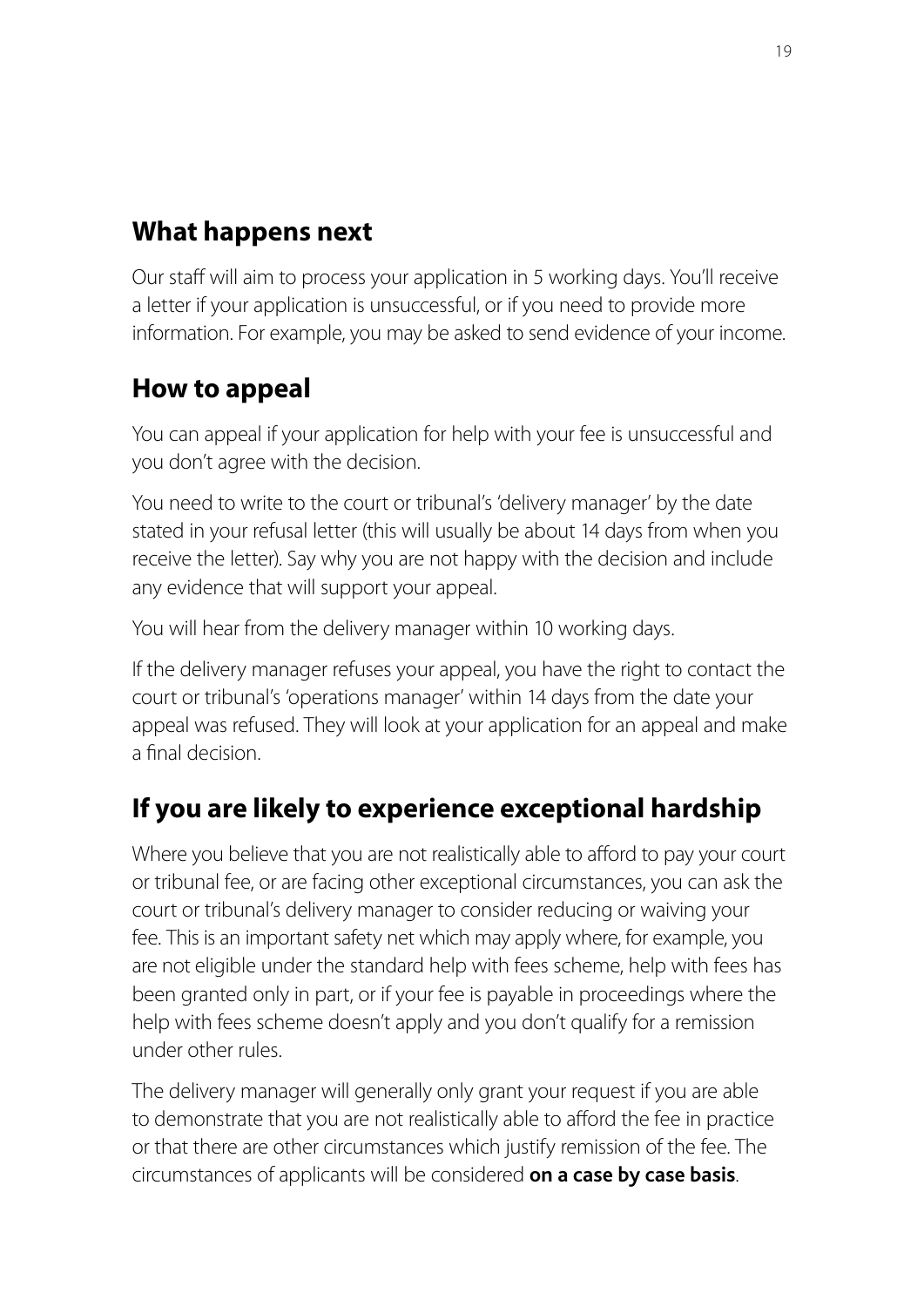## What happens next

Our staff will aim to process your application in 5 working days. You'll receive a letter if your application is unsuccessful, or if you need to provide more information. For example, you may be asked to send evidence of your income.

## How to appeal

You can appeal if your application for help with your fee is unsuccessful and you don't agree with the decision.

You need to write to the court or tribunal's 'delivery manager' by the date stated in your refusal letter (this will usually be about 14 days from when you receive the letter). Say why you are not happy with the decision and include any evidence that will support your appeal.

You will hear from the delivery manager within 10 working days.

If the delivery manager refuses your appeal, you have the right to contact the court or tribunal's 'operations manager' within 14 days from the date your appeal was refused. They will look at your application for an appeal and make a final decision.

## If you are likely to experience exceptional hardship

Where you believe that you are not realistically able to afford to pay your court or tribunal fee, or are facing other exceptional circumstances, you can ask the court or tribunal's delivery manager to consider reducing or waiving your fee. This is an important safety net which may apply where, for example, you are not eligible under the standard help with fees scheme, help with fees has been granted only in part, or if your fee is payable in proceedings where the help with fees scheme doesn't apply and you don't qualify for a remission under other rules.

The delivery manager will generally only grant your request if you are able to demonstrate that you are not realistically able to afford the fee in practice or that there are other circumstances which justify remission of the fee. The circumstances of applicants will be considered **on a case by case basis**.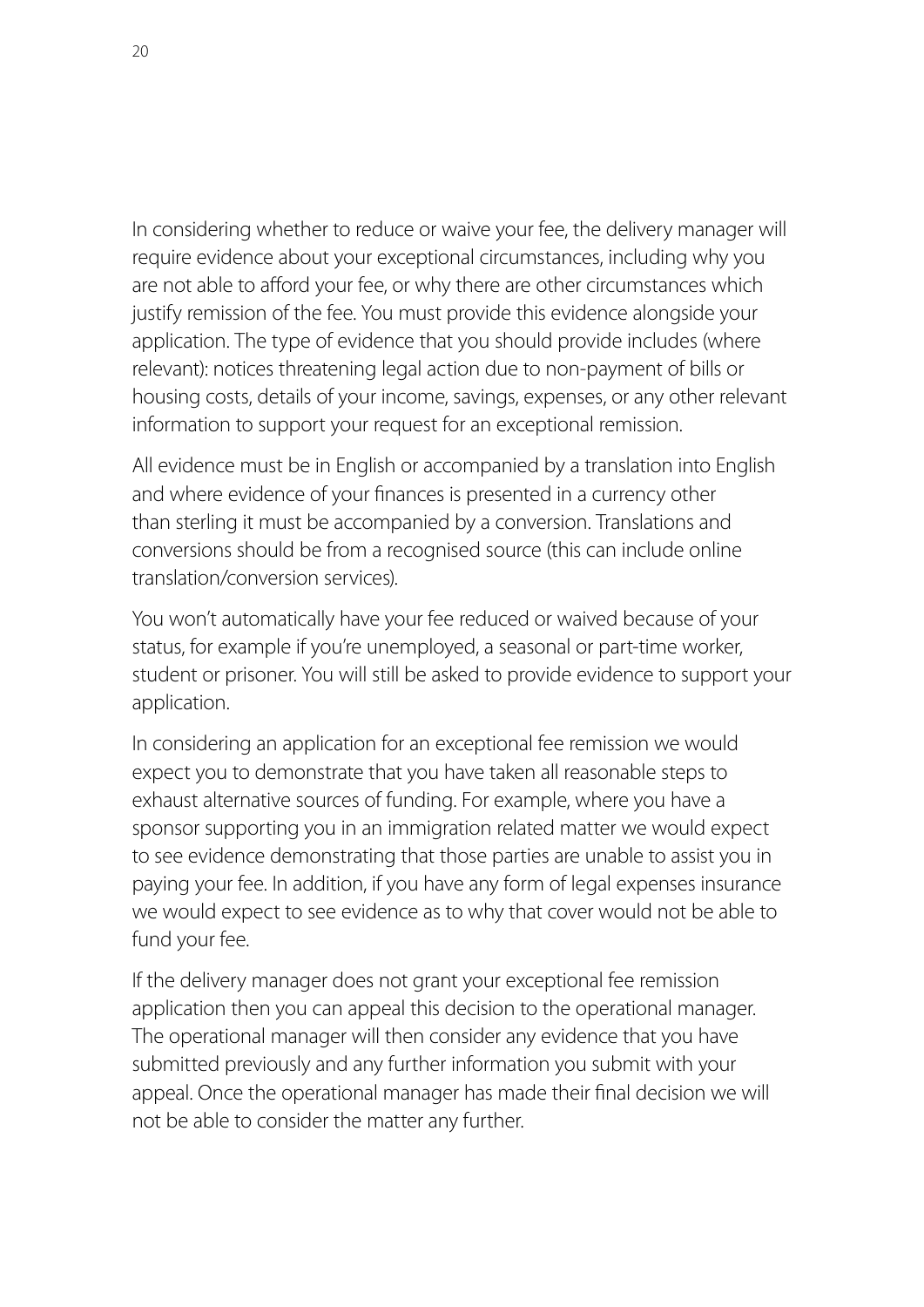In considering whether to reduce or waive your fee, the delivery manager will require evidence about your exceptional circumstances, including why you are not able to afford your fee, or why there are other circumstances which justify remission of the fee. You must provide this evidence alongside your application. The type of evidence that you should provide includes (where relevant): notices threatening legal action due to non-payment of bills or housing costs, details of your income, savings, expenses, or any other relevant information to support your request for an exceptional remission.

All evidence must be in English or accompanied by a translation into English and where evidence of your finances is presented in a currency other than sterling it must be accompanied by a conversion. Translations and conversions should be from a recognised source (this can include online translation/conversion services).

You won't automatically have your fee reduced or waived because of your status, for example if you're unemployed, a seasonal or part-time worker, student or prisoner. You will still be asked to provide evidence to support your application.

In considering an application for an exceptional fee remission we would expect you to demonstrate that you have taken all reasonable steps to exhaust alternative sources of funding. For example, where you have a sponsor supporting you in an immigration related matter we would expect to see evidence demonstrating that those parties are unable to assist you in paying your fee. In addition, if you have any form of legal expenses insurance we would expect to see evidence as to why that cover would not be able to fund your fee.

If the delivery manager does not grant your exceptional fee remission application then you can appeal this decision to the operational manager. The operational manager will then consider any evidence that you have submitted previously and any further information you submit with your appeal. Once the operational manager has made their final decision we will not be able to consider the matter any further.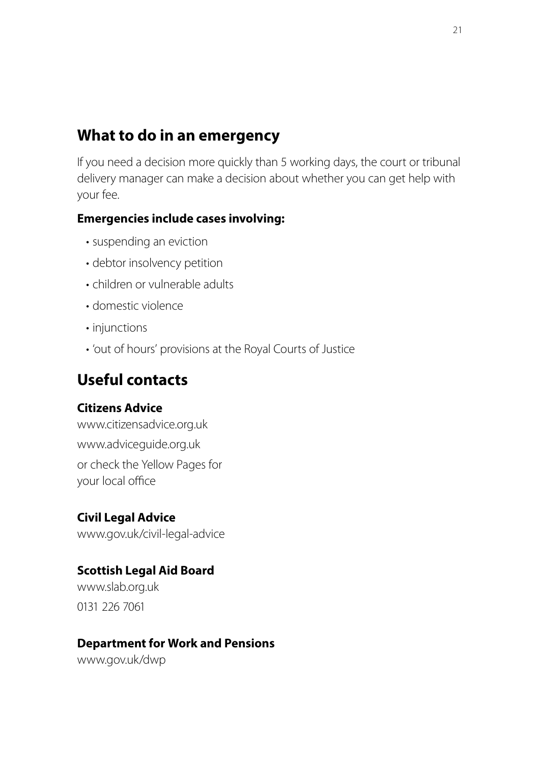## What to do in an emergency

If you need a decision more quickly than 5 working days, the court or tribunal delivery manager can make a decision about whether you can get help with your fee.

**Emergencies include cases involving:**

- suspending an eviction
- debtor insolvency petition
- children or vulnerable adults
- domestic violence
- injunctions
- 'out of hours' provisions at the Royal Courts of Justice

## Useful contacts

**Citizens Advice**
www.citizensadvice.org.uk
www.adviceguide.org.uk
or check the Yellow Pages for your local office

**Civil Legal Advice**
www.gov.uk/civil-legal-advice

**Scottish Legal Aid Board**
www.slab.org.uk
0131 226 7061

**Department for Work and Pensions**
www.gov.uk/dwp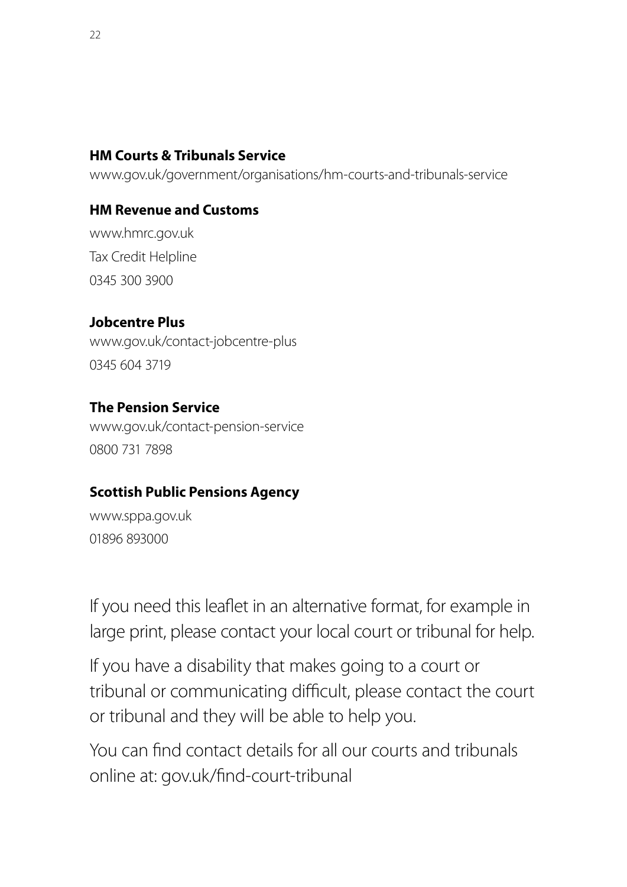**HM Courts & Tribunals Service**
www.gov.uk/government/organisations/hm-courts-and-tribunals-service

**HM Revenue and Customs**
www.hmrc.gov.uk
Tax Credit Helpline
0345 300 3900

**Jobcentre Plus**
www.gov.uk/contact-jobcentre-plus
0345 604 3719

**The Pension Service**
www.gov.uk/contact-pension-service
0800 731 7898

**Scottish Public Pensions Agency**
www.sppa.gov.uk
01896 893000

If you need this leaflet in an alternative format, for example in large print, please contact your local court or tribunal for help.

If you have a disability that makes going to a court or tribunal or communicating difficult, please contact the court or tribunal and they will be able to help you.

You can find contact details for all our courts and tribunals online at: gov.uk/find-court-tribunal